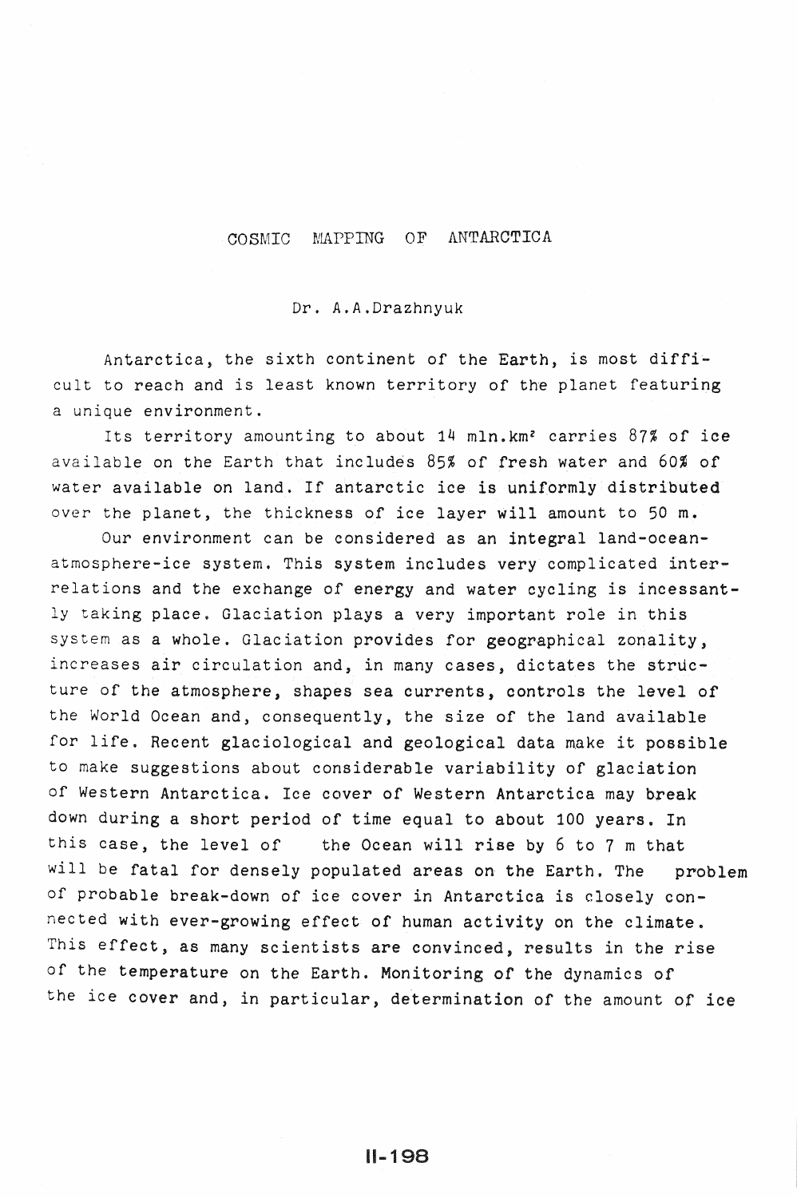# COSMIC MAPPING OF ANTARCTICA

Dr. A.A.Drazhnyuk

Antarctica, the sixth continent of the Earth, is most difficult to reach and is least known territory of the planet featuring a unique environment.

Its territory amounting to about 14 mln.km$^2$ carries 87% of ice available on the Earth that includes 85% of fresh water and 60% of water available on land. If antarctic ice is uniformly distributed over the planet, the thickness of ice layer will amount to 50 m.

Our environment can be considered as an integral land-ocean-atmosphere-ice system. This system includes very complicated interrelations and the exchange of energy and water cycling is incessantly taking place. Glaciation plays a very important role in this system as a whole. Glaciation provides for geographical zonality, increases air circulation and, in many cases, dictates the structure of the atmosphere, shapes sea currents, controls the level of the World Ocean and, consequently, the size of the land available for life. Recent glaciological and geological data make it possible to make suggestions about considerable variability of glaciation of Western Antarctica. Ice cover of Western Antarctica may break down during a short period of time equal to about 100 years. In this case, the level of the Ocean will rise by 6 to 7 m that will be fatal for densely populated areas on the Earth. The problem of probable break-down of ice cover in Antarctica is closely connected with ever-growing effect of human activity on the climate. This effect, as many scientists are convinced, results in the rise of the temperature on the Earth. Monitoring of the dynamics of the ice cover and, in particular, determination of the amount of ice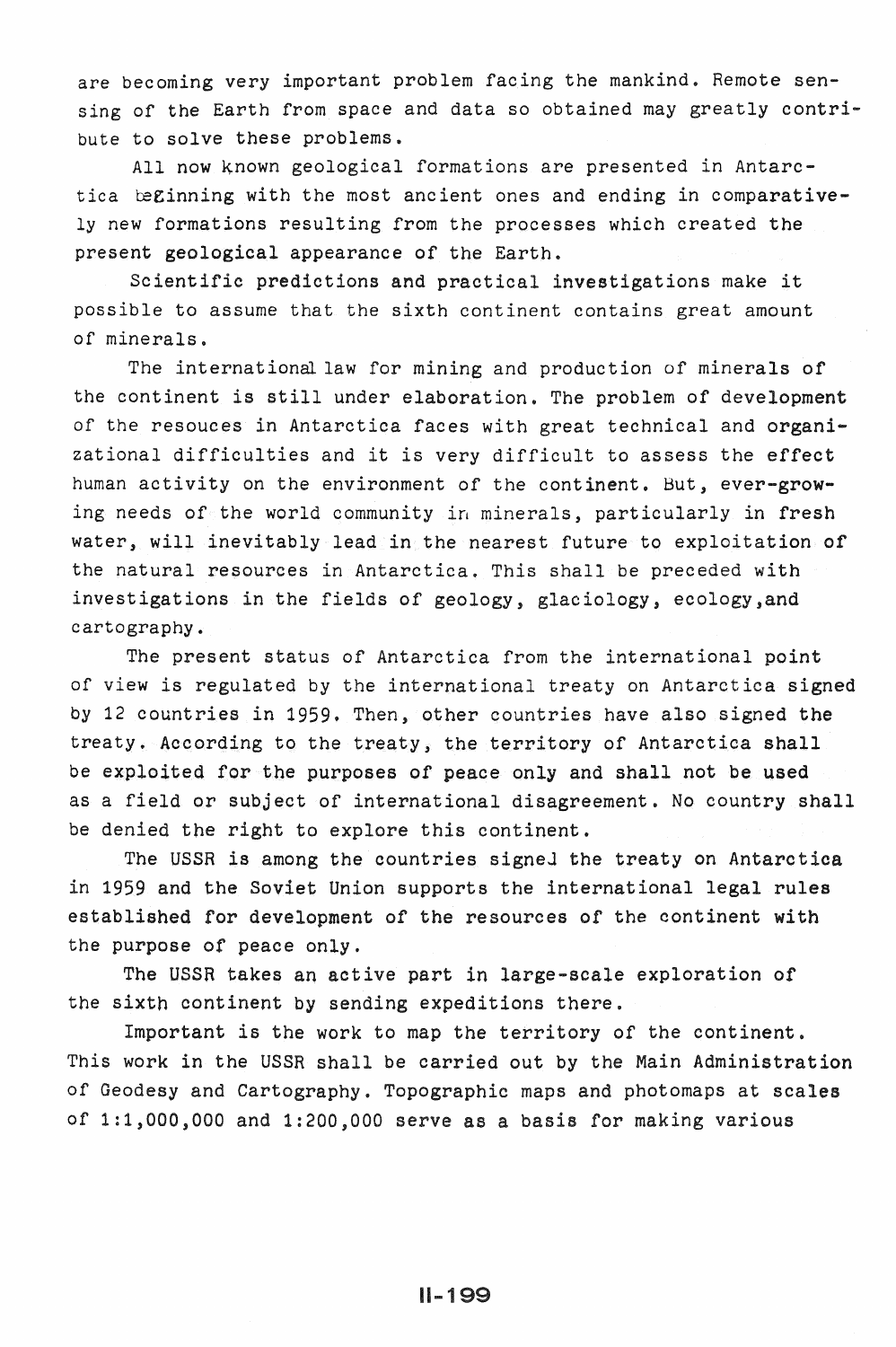are becoming very important problem facing the mankind. Remote sensing of the Earth from space and data so obtained may greatly contribute to solve these problems.

All now known geological formations are presented in Antarctica beginning with the most ancient ones and ending in comparatively new formations resulting from the processes which created the present geological appearance of the Earth.

Scientific predictions and practical investigations make it possible to assume that the sixth continent contains great amount of minerals.

The international law for mining and production of minerals of the continent is still under elaboration. The problem of development of the resouces in Antarctica faces with great technical and organizational difficulties and it is very difficult to assess the effect human activity on the environment of the continent. But, ever-growing needs of the world community in minerals, particularly in fresh water, will inevitably lead in the nearest future to exploitation of the natural resources in Antarctica. This shall be preceded with investigations in the fields of geology, glaciology, ecology,and cartography.

The present status of Antarctica from the international point of view is regulated by the international treaty on Antarctica signed by 12 countries in 1959. Then, other countries have also signed the treaty. According to the treaty, the territory of Antarctica shall be exploited for the purposes of peace only and shall not be used as a field or subject of international disagreement. No country shall be denied the right to explore this continent.

The USSR is among the countries signed the treaty on Antarctica in 1959 and the Soviet Union supports the international legal rules established for development of the resources of the continent with the purpose of peace only.

The USSR takes an active part in large-scale exploration of the sixth continent by sending expeditions there.

Important is the work to map the territory of the continent. This work in the USSR shall be carried out by the Main Administration of Geodesy and Cartography. Topographic maps and photomaps at scales of 1:1,000,000 and 1:200,000 serve as a basis for making various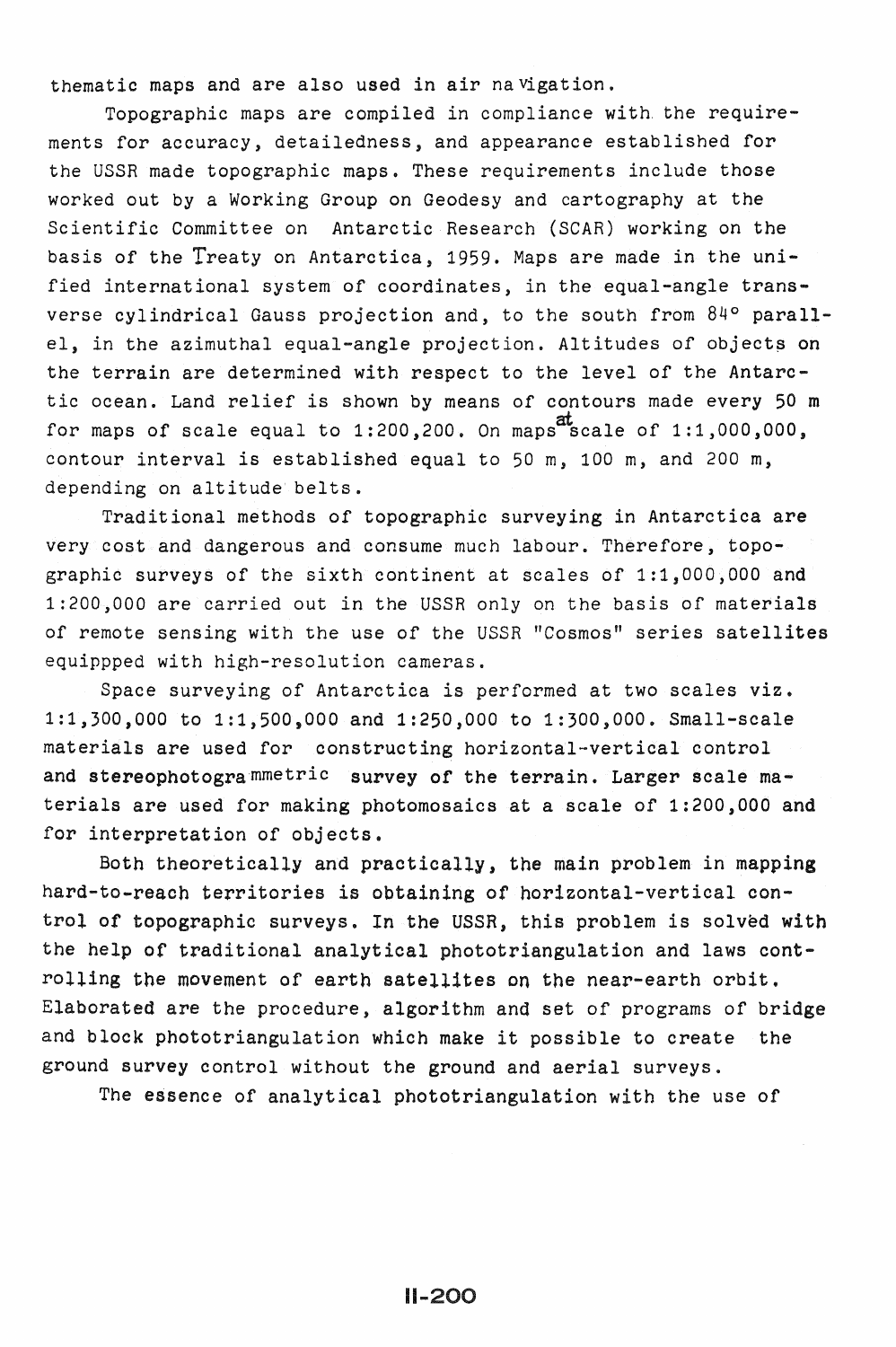thematic maps and are also used in air navigation.

Topographic maps are compiled in compliance with the requirements for accuracy, detailedness, and appearance established for the USSR made topographic maps. These requirements include those worked out by a Working Group on Geodesy and cartography at the Scientific Committee on Antarctic Research (SCAR) working on the basis of the Treaty on Antarctica, 1959. Maps are made in the unified international system of coordinates, in the equal-angle transverse cylindrical Gauss projection and, to the south from 84° parallel, in the azimuthal equal-angle projection. Altitudes of objects on the terrain are determined with respect to the level of the Antarctic ocean. Land relief is shown by means of contours made every 50 m for maps of scale equal to 1:200,200. On maps at scale of 1:1,000,000, contour interval is established equal to 50 m, 100 m, and 200 m, depending on altitude belts.

Traditional methods of topographic surveying in Antarctica are very cost and dangerous and consume much labour. Therefore, topographic surveys of the sixth continent at scales of 1:1,000,000 and 1:200,000 are carried out in the USSR only on the basis of materials of remote sensing with the use of the USSR "Cosmos" series satellites equippped with high-resolution cameras.

Space surveying of Antarctica is performed at two scales viz. 1:1,300,000 to 1:1,500,000 and 1:250,000 to 1:300,000. Small-scale materials are used for constructing horizontal-vertical control and stereophotogrammetric survey of the terrain. Larger scale materials are used for making photomosaics at a scale of 1:200,000 and for interpretation of objects.

Both theoretically and practically, the main problem in mapping hard-to-reach territories is obtaining of horizontal-vertical control of topographic surveys. In the USSR, this problem is solved with the help of traditional analytical phototriangulation and laws controlling the movement of earth satellites on the near-earth orbit. Elaborated are the procedure, algorithm and set of programs of bridge and block phototriangulation which make it possible to create the ground survey control without the ground and aerial surveys.

The essence of analytical phototriangulation with the use of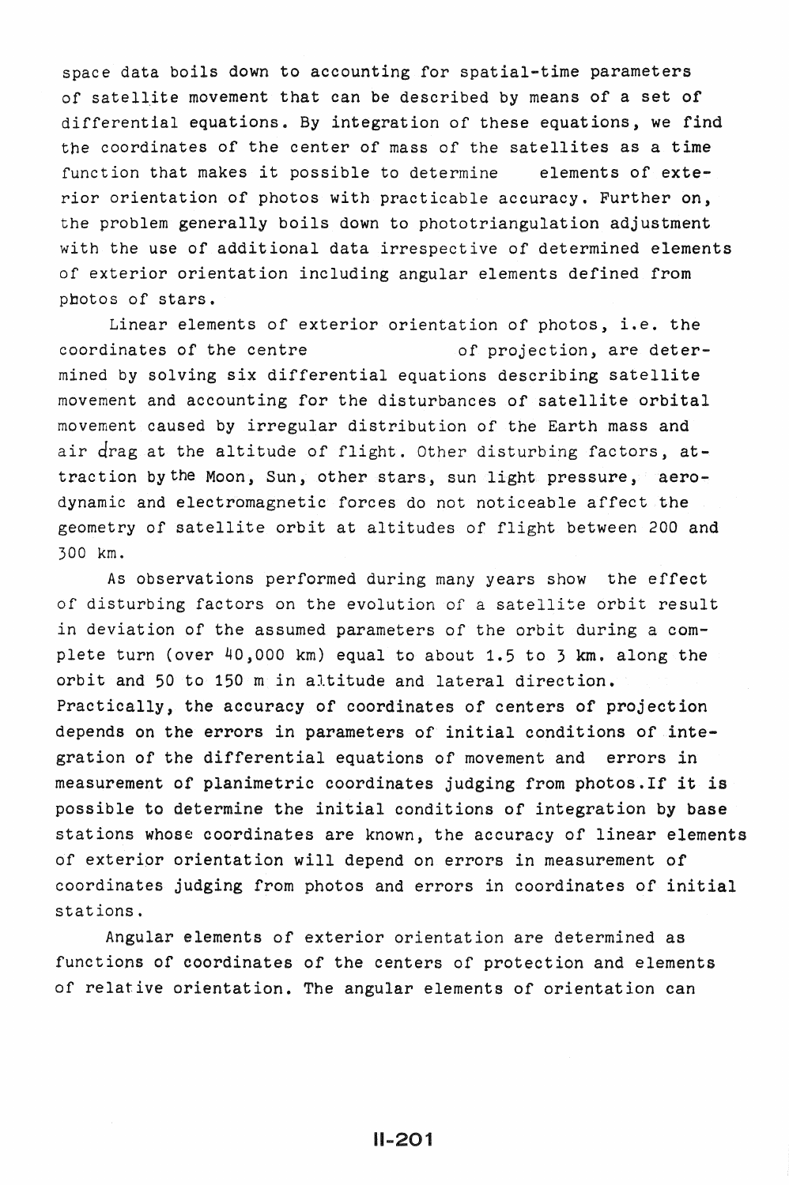space data boils down to accounting for spatial-time parameters of satellite movement that can be described by means of a set of differential equations. By integration of these equations, we find the coordinates of the center of mass of the satellites as a time function that makes it possible to determine elements of exterior orientation of photos with practicable accuracy. Further on, the problem generally boils down to phototriangulation adjustment with the use of additional data irrespective of determined elements of exterior orientation including angular elements defined from photos of stars.

Linear elements of exterior orientation of photos, i.e. the coordinates of the centre of projection, are determined by solving six differential equations describing satellite movement and accounting for the disturbances of satellite orbital movement caused by irregular distribution of the Earth mass and air drag at the altitude of flight. Other disturbing factors, attraction by the Moon, Sun, other stars, sun light pressure, aerodynamic and electromagnetic forces do not noticeable affect the geometry of satellite orbit at altitudes of flight between 200 and 300 km.

As observations performed during many years show the effect of disturbing factors on the evolution of a satellite orbit result in deviation of the assumed parameters of the orbit during a complete turn (over 40,000 km) equal to about 1.5 to 3 km. along the orbit and 50 to 150 m in altitude and lateral direction. Practically, the accuracy of coordinates of centers of projection depends on the errors in parameters of initial conditions of integration of the differential equations of movement and errors in measurement of planimetric coordinates judging from photos. If it is possible to determine the initial conditions of integration by base stations whose coordinates are known, the accuracy of linear elements of exterior orientation will depend on errors in measurement of coordinates judging from photos and errors in coordinates of initial stations.

Angular elements of exterior orientation are determined as functions of coordinates of the centers of protection and elements of relative orientation. The angular elements of orientation can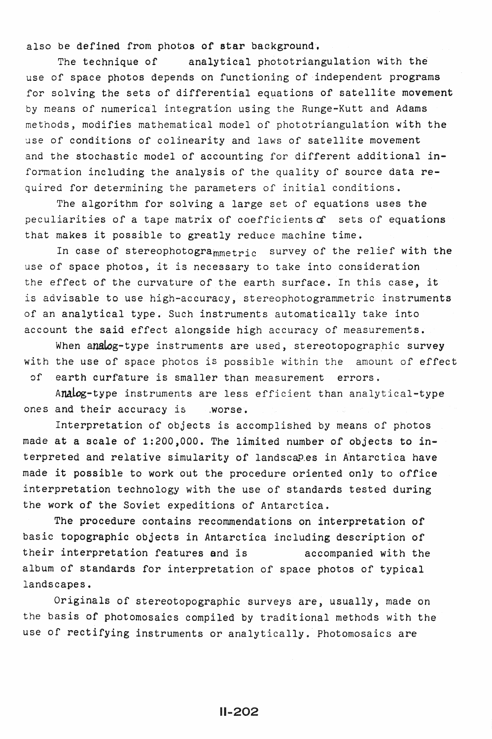also be defined from photos of star background.

The technique of analytical phototriangulation with the use of space photos depends on functioning of independent programs for solving the sets of differential equations of satellite movement by means of numerical integration using the Runge-Kutt and Adams methods, modifies mathematical model of phototriangulation with the use of conditions of colinearity and laws of satellite movement and the stochastic model of accounting for different additional information including the analysis of the quality of source data required for determining the parameters of initial conditions.

The algorithm for solving a large set of equations uses the peculiarities of a tape matrix of coefficients of sets of equations that makes it possible to greatly reduce machine time.

In case of stereophotogrammetric survey of the relief with the use of space photos, it is necessary to take into consideration the effect of the curvature of the earth surface. In this case, it is advisable to use high-accuracy, stereophotogrammetric instruments of an analytical type. Such instruments automatically take into account the said effect alongside high accuracy of measurements.

When analog-type instruments are used, stereotopographic survey with the use of space photos is possible within the amount of effect of earth curfature is smaller than measurement errors.

Analog-type instruments are less efficient than analytical-type ones and their accuracy is worse.

Interpretation of objects is accomplished by means of photos made at a scale of 1:200,000. The limited number of objects to interpreted and relative simularity of landscapes in Antarctica have made it possible to work out the procedure oriented only to office interpretation technology with the use of standards tested during the work of the Soviet expeditions of Antarctica.

The procedure contains recommendations on interpretation of basic topographic objects in Antarctica including description of their interpretation features and is accompanied with the album of standards for interpretation of space photos of typical landscapes.

Originals of stereotopographic surveys are, usually, made on the basis of photomosaics compiled by traditional methods with the use of rectifying instruments or analytically. Photomosaics are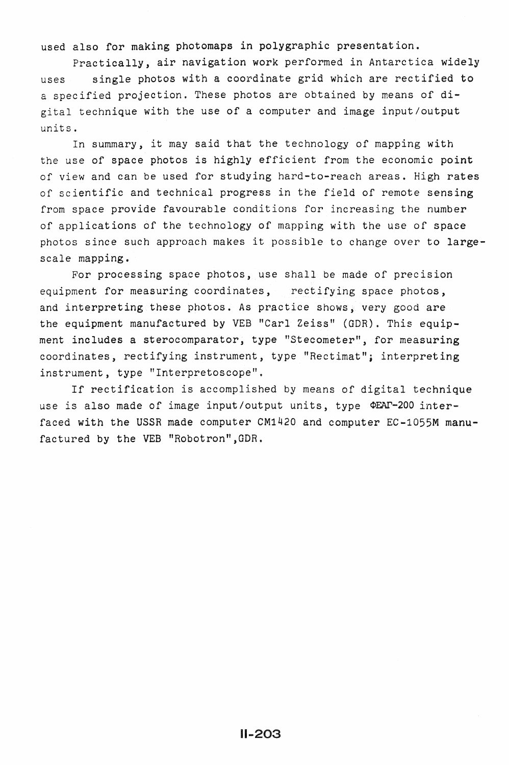used also for making photomaps in polygraphic presentation.

Practically, air navigation work performed in Antarctica widely uses single photos with a coordinate grid which are rectified to a specified projection. These photos are obtained by means of digital technique with the use of a computer and image input/output units.

In summary, it may said that the technology of mapping with the use of space photos is highly efficient from the economic point of view and can be used for studying hard-to-reach areas. High rates of scientific and technical progress in the field of remote sensing from space provide favourable conditions for increasing the number of applications of the technology of mapping with the use of space photos since such approach makes it possible to change over to large-scale mapping.

For processing space photos, use shall be made of precision equipment for measuring coordinates, rectifying space photos, and interpreting these photos. As practice shows, very good are the equipment manufactured by VEB "Carl Zeiss" (GDR). This equipment includes a sterocomparator, type "Stecometer", for measuring coordinates, rectifying instrument, type "Rectimat"; interpreting instrument, type "Interpretoscope".

If rectification is accomplished by means of digital technique use is also made of image input/output units, type ФЕАГ-200 interfaced with the USSR made computer CM1420 and computer EC-1055M manufactured by the VEB "Robotron",GDR.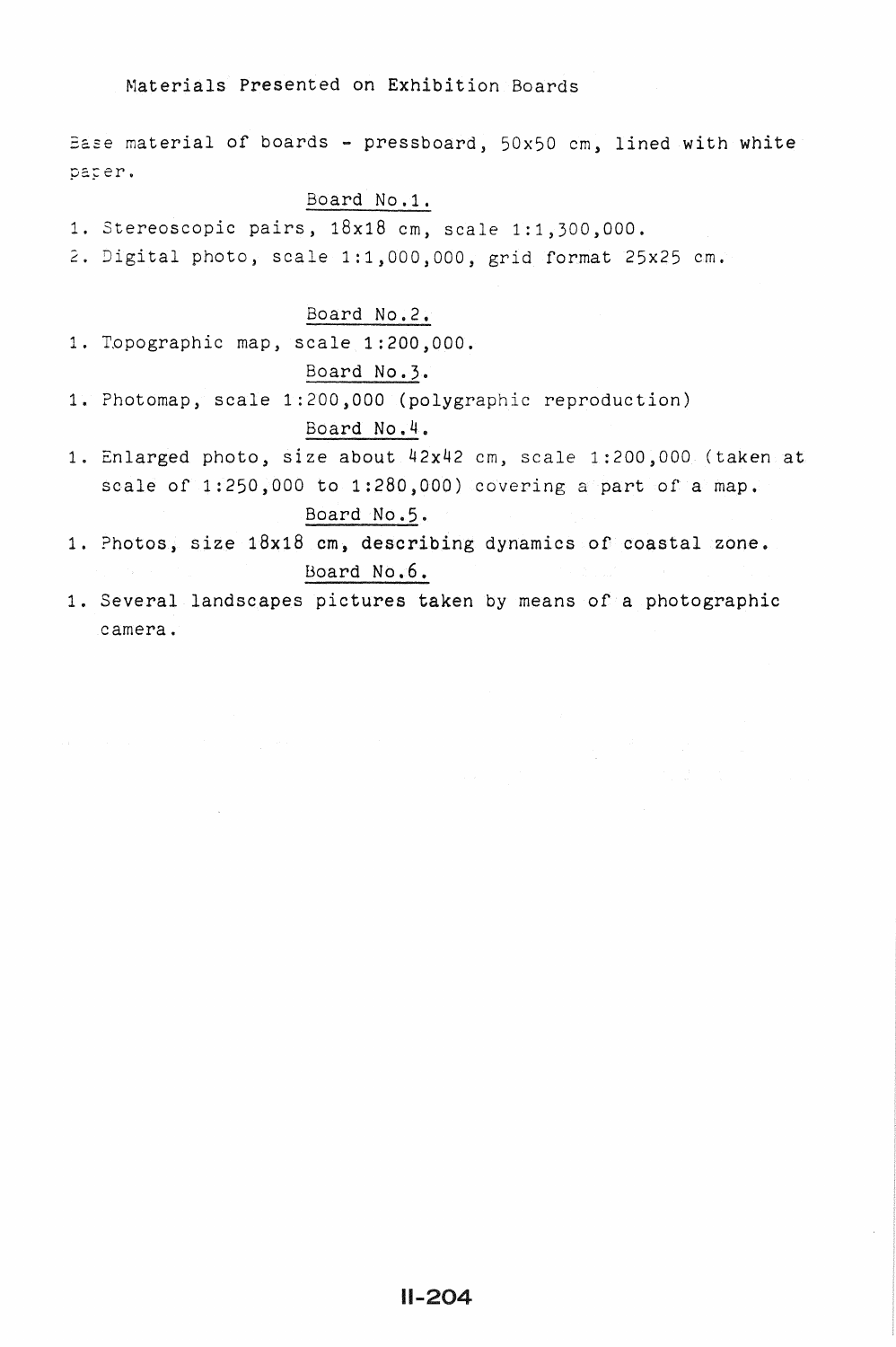## Materials Presented on Exhibition Boards

Base material of boards - pressboard, 50x50 cm, lined with white paper.

### Board No.1.

1. Stereoscopic pairs, 18x18 cm, scale 1:1,300,000.
2. Digital photo, scale 1:1,000,000, grid format 25x25 cm.

### Board No.2.

1. Topographic map, scale 1:200,000.

### Board No.3.

1. Photomap, scale 1:200,000 (polygraphic reproduction)

### Board No.4.

1. Enlarged photo, size about 42x42 cm, scale 1:200,000 (taken at scale of 1:250,000 to 1:280,000) covering a part of a map.

### Board No.5.

1. Photos, size 18x18 cm, describing dynamics of coastal zone.

### Board No.6.

1. Several landscapes pictures taken by means of a photographic camera.